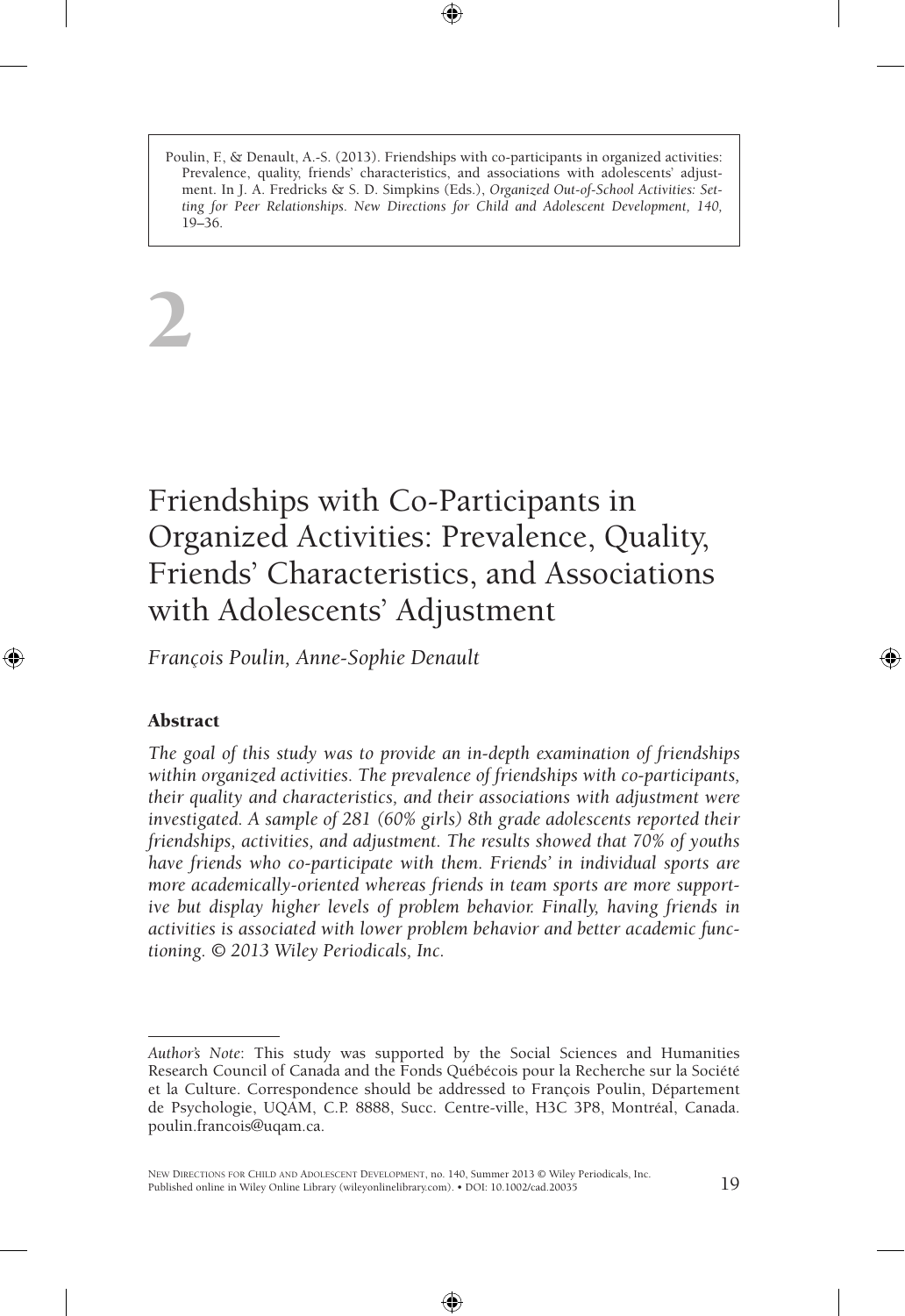Poulin, F., & Denault, A.-S. (2013). Friendships with co-participants in organized activities: Prevalence, quality, friends' characteristics, and associations with adolescents' adjustment. In J. A. Fredricks & S. D. Simpkins (Eds.), *Organized Out-of-School Activities: Setting for Peer Relationships. New Directions for Child and Adolescent Development, 140,* 19–36.

# 2

# Friendships with Co-Participants in Organized Activities: Prevalence, Quality, Friends' Characteristics, and Associations with Adolescents' Adjustment

*François Poulin, Anne-Sophie Denault*

## Abstract

*The goal of this study was to provide an in-depth examination of friendships within organized activities. The prevalence of friendships with co-participants, their quality and characteristics, and their associations with adjustment were investigated. A sample of 281 (60% girls) 8th grade adolescents reported their friendships, activities, and adjustment. The results showed that 70% of youths have friends who co-participate with them. Friends' in individual sports are more academically-oriented whereas friends in team sports are more supportive but display higher levels of problem behavior. Finally, having friends in activities is associated with lower problem behavior and better academic functioning. © 2013 Wiley Periodicals, Inc.*

---

*Author's Note*: This study was supported by the Social Sciences and Humanities Research Council of Canada and the Fonds Québécois pour la Recherche sur la Société et la Culture. Correspondence should be addressed to François Poulin, Département de Psychologie, UQAM, C.P. 8888, Succ. Centre-ville, H3C 3P8, Montréal, Canada. poulin.francois@uqam.ca.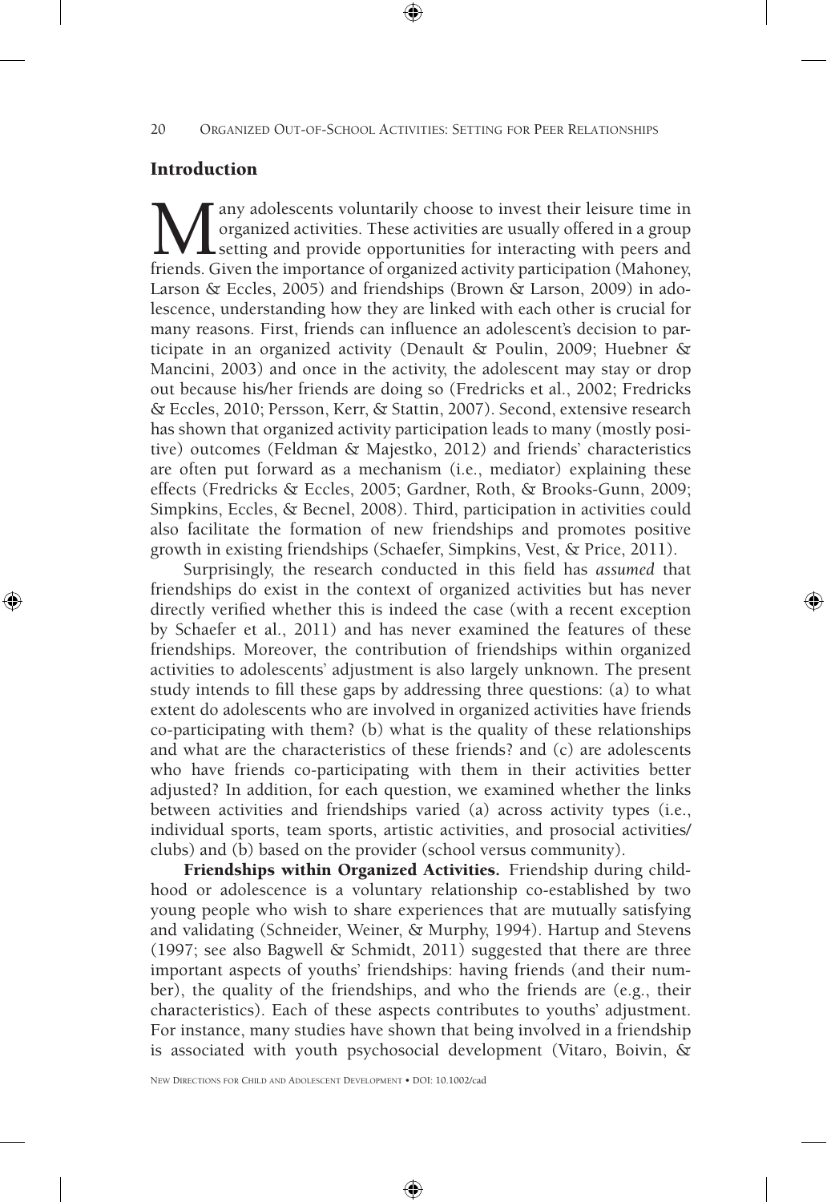## Introduction

Many adolescents voluntarily choose to invest their leisure time in organized activities. These activities are usually offered in a group setting and provide opportunities for interacting with peers and friends. Given the importance of organized activity participation (Mahoney, Larson & Eccles, 2005) and friendships (Brown & Larson, 2009) in adolescence, understanding how they are linked with each other is crucial for many reasons. First, friends can influence an adolescent's decision to participate in an organized activity (Denault & Poulin, 2009; Huebner & Mancini, 2003) and once in the activity, the adolescent may stay or drop out because his/her friends are doing so (Fredricks et al., 2002; Fredricks & Eccles, 2010; Persson, Kerr, & Stattin, 2007). Second, extensive research has shown that organized activity participation leads to many (mostly positive) outcomes (Feldman & Majestko, 2012) and friends' characteristics are often put forward as a mechanism (i.e., mediator) explaining these effects (Fredricks & Eccles, 2005; Gardner, Roth, & Brooks-Gunn, 2009; Simpkins, Eccles, & Becnel, 2008). Third, participation in activities could also facilitate the formation of new friendships and promotes positive growth in existing friendships (Schaefer, Simpkins, Vest, & Price, 2011).

Surprisingly, the research conducted in this field has *assumed* that friendships do exist in the context of organized activities but has never directly verified whether this is indeed the case (with a recent exception by Schaefer et al., 2011) and has never examined the features of these friendships. Moreover, the contribution of friendships within organized activities to adolescents' adjustment is also largely unknown. The present study intends to fill these gaps by addressing three questions: (a) to what extent do adolescents who are involved in organized activities have friends co-participating with them? (b) what is the quality of these relationships and what are the characteristics of these friends? and (c) are adolescents who have friends co-participating with them in their activities better adjusted? In addition, for each question, we examined whether the links between activities and friendships varied (a) across activity types (i.e., individual sports, team sports, artistic activities, and prosocial activities/clubs) and (b) based on the provider (school versus community).

**Friendships within Organized Activities.** Friendship during childhood or adolescence is a voluntary relationship co-established by two young people who wish to share experiences that are mutually satisfying and validating (Schneider, Weiner, & Murphy, 1994). Hartup and Stevens (1997; see also Bagwell & Schmidt, 2011) suggested that there are three important aspects of youths' friendships: having friends (and their number), the quality of the friendships, and who the friends are (e.g., their characteristics). Each of these aspects contributes to youths' adjustment. For instance, many studies have shown that being involved in a friendship is associated with youth psychosocial development (Vitaro, Boivin, &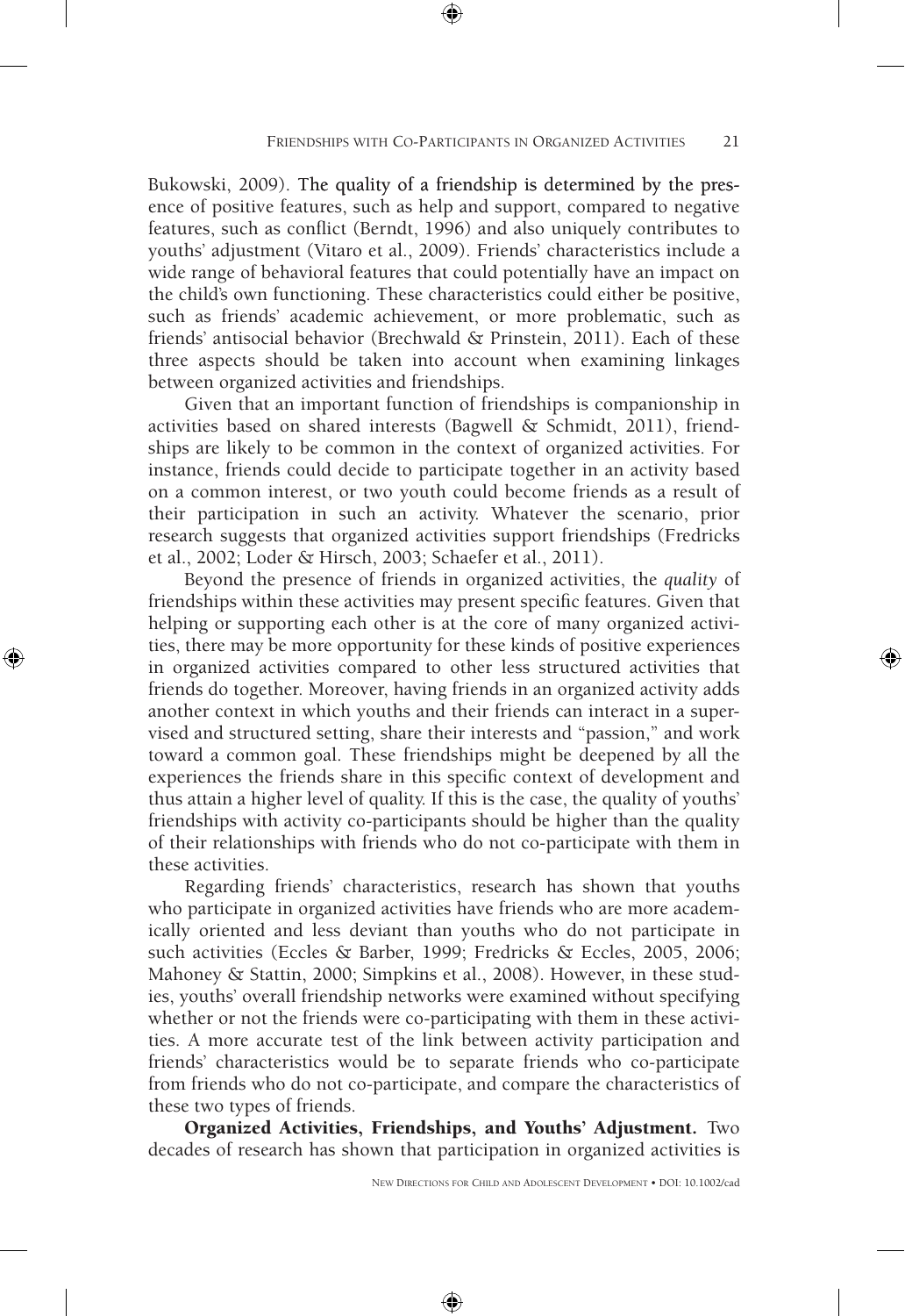Bukowski, 2009). The quality of a friendship is determined by the presence of positive features, such as help and support, compared to negative features, such as conflict (Berndt, 1996) and also uniquely contributes to youths' adjustment (Vitaro et al., 2009). Friends' characteristics include a wide range of behavioral features that could potentially have an impact on the child's own functioning. These characteristics could either be positive, such as friends' academic achievement, or more problematic, such as friends' antisocial behavior (Brechwald & Prinstein, 2011). Each of these three aspects should be taken into account when examining linkages between organized activities and friendships.

Given that an important function of friendships is companionship in activities based on shared interests (Bagwell & Schmidt, 2011), friendships are likely to be common in the context of organized activities. For instance, friends could decide to participate together in an activity based on a common interest, or two youth could become friends as a result of their participation in such an activity. Whatever the scenario, prior research suggests that organized activities support friendships (Fredricks et al., 2002; Loder & Hirsch, 2003; Schaefer et al., 2011).

Beyond the presence of friends in organized activities, the *quality* of friendships within these activities may present specific features. Given that helping or supporting each other is at the core of many organized activities, there may be more opportunity for these kinds of positive experiences in organized activities compared to other less structured activities that friends do together. Moreover, having friends in an organized activity adds another context in which youths and their friends can interact in a supervised and structured setting, share their interests and "passion," and work toward a common goal. These friendships might be deepened by all the experiences the friends share in this specific context of development and thus attain a higher level of quality. If this is the case, the quality of youths' friendships with activity co-participants should be higher than the quality of their relationships with friends who do not co-participate with them in these activities.

Regarding friends' characteristics, research has shown that youths who participate in organized activities have friends who are more academically oriented and less deviant than youths who do not participate in such activities (Eccles & Barber, 1999; Fredricks & Eccles, 2005, 2006; Mahoney & Stattin, 2000; Simpkins et al., 2008). However, in these studies, youths' overall friendship networks were examined without specifying whether or not the friends were co-participating with them in these activities. A more accurate test of the link between activity participation and friends' characteristics would be to separate friends who co-participate from friends who do not co-participate, and compare the characteristics of these two types of friends.

**Organized Activities, Friendships, and Youths' Adjustment.** Two decades of research has shown that participation in organized activities is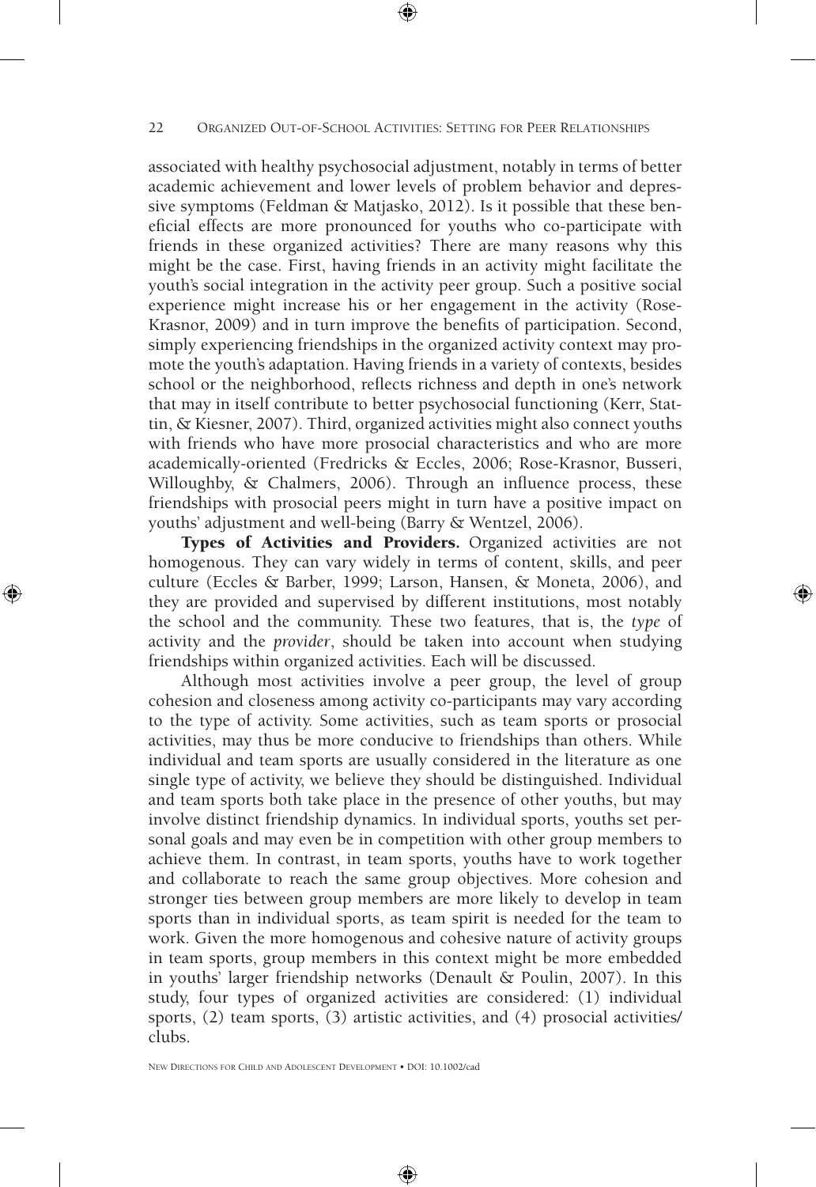associated with healthy psychosocial adjustment, notably in terms of better academic achievement and lower levels of problem behavior and depressive symptoms (Feldman & Matjasko, 2012). Is it possible that these beneficial effects are more pronounced for youths who co-participate with friends in these organized activities? There are many reasons why this might be the case. First, having friends in an activity might facilitate the youth's social integration in the activity peer group. Such a positive social experience might increase his or her engagement in the activity (Rose-Krasnor, 2009) and in turn improve the benefits of participation. Second, simply experiencing friendships in the organized activity context may promote the youth's adaptation. Having friends in a variety of contexts, besides school or the neighborhood, reflects richness and depth in one's network that may in itself contribute to better psychosocial functioning (Kerr, Stattin, & Kiesner, 2007). Third, organized activities might also connect youths with friends who have more prosocial characteristics and who are more academically-oriented (Fredricks & Eccles, 2006; Rose-Krasnor, Busseri, Willoughby, & Chalmers, 2006). Through an influence process, these friendships with prosocial peers might in turn have a positive impact on youths' adjustment and well-being (Barry & Wentzel, 2006).

**Types of Activities and Providers.** Organized activities are not homogenous. They can vary widely in terms of content, skills, and peer culture (Eccles & Barber, 1999; Larson, Hansen, & Moneta, 2006), and they are provided and supervised by different institutions, most notably the school and the community. These two features, that is, the *type* of activity and the *provider*, should be taken into account when studying friendships within organized activities. Each will be discussed.

Although most activities involve a peer group, the level of group cohesion and closeness among activity co-participants may vary according to the type of activity. Some activities, such as team sports or prosocial activities, may thus be more conducive to friendships than others. While individual and team sports are usually considered in the literature as one single type of activity, we believe they should be distinguished. Individual and team sports both take place in the presence of other youths, but may involve distinct friendship dynamics. In individual sports, youths set personal goals and may even be in competition with other group members to achieve them. In contrast, in team sports, youths have to work together and collaborate to reach the same group objectives. More cohesion and stronger ties between group members are more likely to develop in team sports than in individual sports, as team spirit is needed for the team to work. Given the more homogenous and cohesive nature of activity groups in team sports, group members in this context might be more embedded in youths' larger friendship networks (Denault & Poulin, 2007). In this study, four types of organized activities are considered: (1) individual sports, (2) team sports, (3) artistic activities, and (4) prosocial activities/clubs.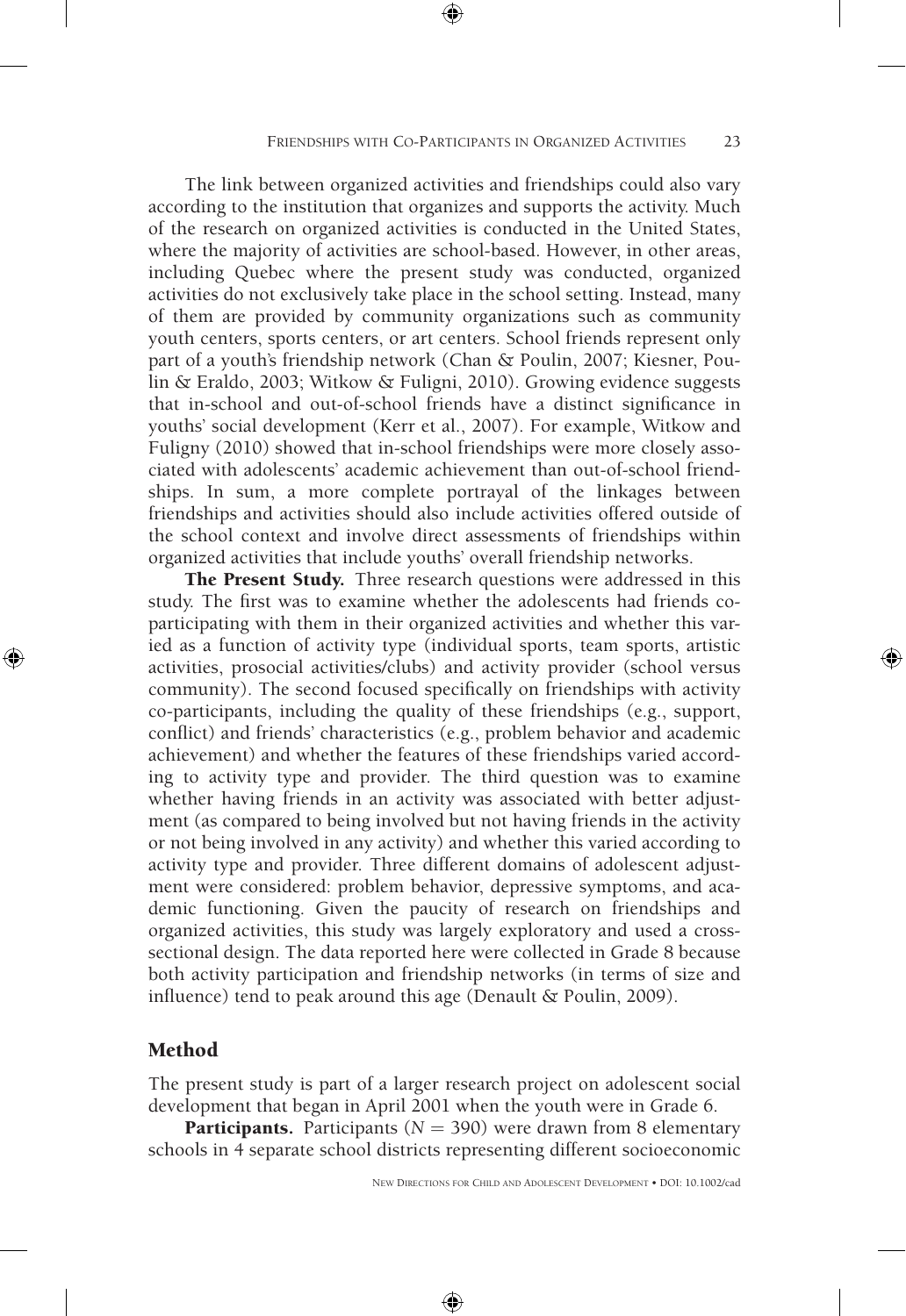The link between organized activities and friendships could also vary according to the institution that organizes and supports the activity. Much of the research on organized activities is conducted in the United States, where the majority of activities are school-based. However, in other areas, including Quebec where the present study was conducted, organized activities do not exclusively take place in the school setting. Instead, many of them are provided by community organizations such as community youth centers, sports centers, or art centers. School friends represent only part of a youth's friendship network (Chan & Poulin, 2007; Kiesner, Poulin & Eraldo, 2003; Witkow & Fuligni, 2010). Growing evidence suggests that in-school and out-of-school friends have a distinct significance in youths' social development (Kerr et al., 2007). For example, Witkow and Fuligny (2010) showed that in-school friendships were more closely associated with adolescents' academic achievement than out-of-school friendships. In sum, a more complete portrayal of the linkages between friendships and activities should also include activities offered outside of the school context and involve direct assessments of friendships within organized activities that include youths' overall friendship networks.

**The Present Study.** Three research questions were addressed in this study. The first was to examine whether the adolescents had friends co-participating with them in their organized activities and whether this varied as a function of activity type (individual sports, team sports, artistic activities, prosocial activities/clubs) and activity provider (school versus community). The second focused specifically on friendships with activity co-participants, including the quality of these friendships (e.g., support, conflict) and friends' characteristics (e.g., problem behavior and academic achievement) and whether the features of these friendships varied according to activity type and provider. The third question was to examine whether having friends in an activity was associated with better adjustment (as compared to being involved but not having friends in the activity or not being involved in any activity) and whether this varied according to activity type and provider. Three different domains of adolescent adjustment were considered: problem behavior, depressive symptoms, and academic functioning. Given the paucity of research on friendships and organized activities, this study was largely exploratory and used a cross-sectional design. The data reported here were collected in Grade 8 because both activity participation and friendship networks (in terms of size and influence) tend to peak around this age (Denault & Poulin, 2009).

## Method

The present study is part of a larger research project on adolescent social development that began in April 2001 when the youth were in Grade 6.

**Participants.** Participants ($N = 390$) were drawn from 8 elementary schools in 4 separate school districts representing different socioeconomic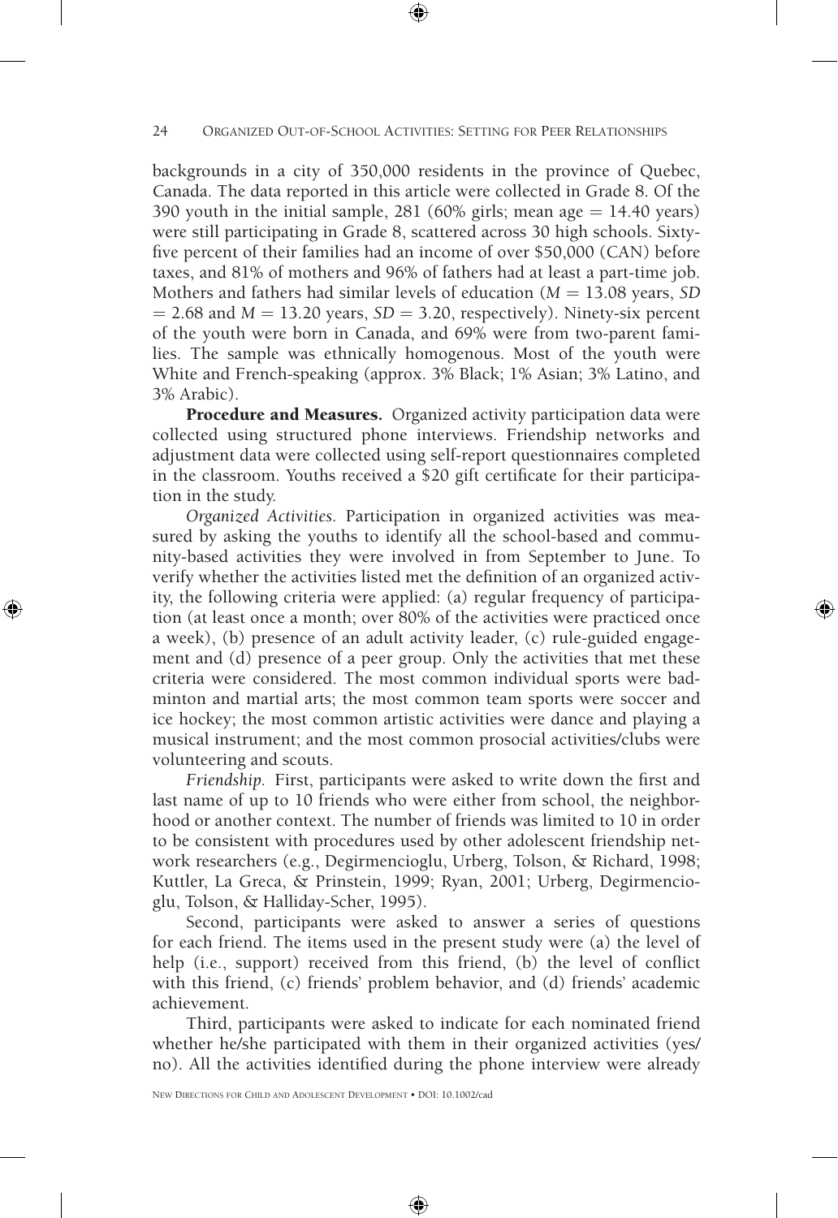backgrounds in a city of 350,000 residents in the province of Quebec, Canada. The data reported in this article were collected in Grade 8. Of the 390 youth in the initial sample, 281 (60% girls; mean age = 14.40 years) were still participating in Grade 8, scattered across 30 high schools. Sixty-five percent of their families had an income of over $50,000 (CAN) before taxes, and 81% of mothers and 96% of fathers had at least a part-time job. Mothers and fathers had similar levels of education ($M = 13.08$ years, $SD = 2.68$ and $M = 13.20$ years, $SD = 3.20$, respectively). Ninety-six percent of the youth were born in Canada, and 69% were from two-parent families. The sample was ethnically homogenous. Most of the youth were White and French-speaking (approx. 3% Black; 1% Asian; 3% Latino, and 3% Arabic).

**Procedure and Measures.** Organized activity participation data were collected using structured phone interviews. Friendship networks and adjustment data were collected using self-report questionnaires completed in the classroom. Youths received a $20 gift certificate for their participation in the study.

*Organized Activities.* Participation in organized activities was measured by asking the youths to identify all the school-based and community-based activities they were involved in from September to June. To verify whether the activities listed met the definition of an organized activity, the following criteria were applied: (a) regular frequency of participation (at least once a month; over 80% of the activities were practiced once a week), (b) presence of an adult activity leader, (c) rule-guided engagement and (d) presence of a peer group. Only the activities that met these criteria were considered. The most common individual sports were badminton and martial arts; the most common team sports were soccer and ice hockey; the most common artistic activities were dance and playing a musical instrument; and the most common prosocial activities/clubs were volunteering and scouts.

*Friendship.* First, participants were asked to write down the first and last name of up to 10 friends who were either from school, the neighborhood or another context. The number of friends was limited to 10 in order to be consistent with procedures used by other adolescent friendship network researchers (e.g., Degirmencioglu, Urberg, Tolson, & Richard, 1998; Kuttler, La Greca, & Prinstein, 1999; Ryan, 2001; Urberg, Degirmencioglu, Tolson, & Halliday-Scher, 1995).

Second, participants were asked to answer a series of questions for each friend. The items used in the present study were (a) the level of help (i.e., support) received from this friend, (b) the level of conflict with this friend, (c) friends' problem behavior, and (d) friends' academic achievement.

Third, participants were asked to indicate for each nominated friend whether he/she participated with them in their organized activities (yes/no). All the activities identified during the phone interview were already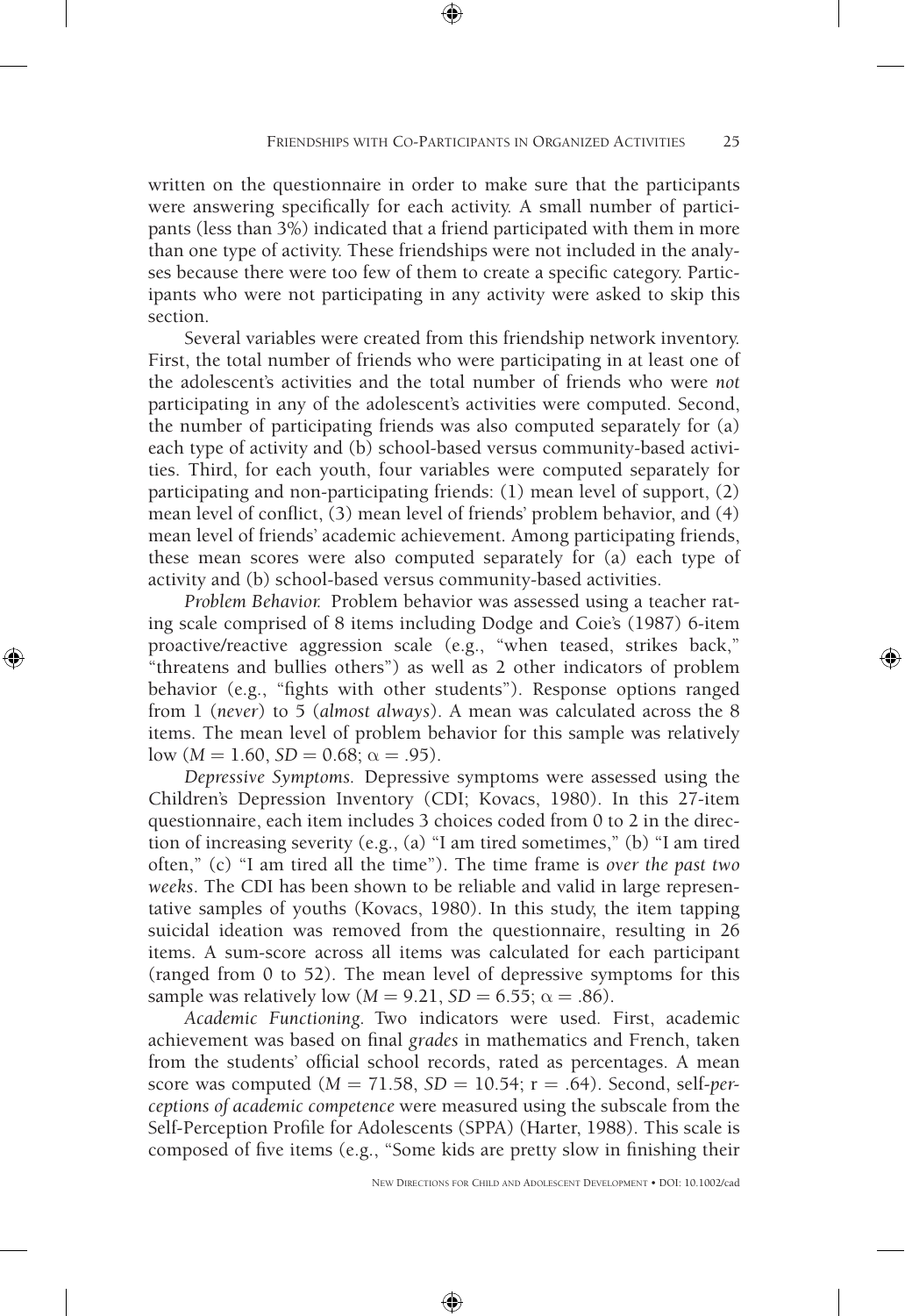written on the questionnaire in order to make sure that the participants were answering specifically for each activity. A small number of participants (less than 3%) indicated that a friend participated with them in more than one type of activity. These friendships were not included in the analyses because there were too few of them to create a specific category. Participants who were not participating in any activity were asked to skip this section.

Several variables were created from this friendship network inventory. First, the total number of friends who were participating in at least one of the adolescent's activities and the total number of friends who were *not* participating in any of the adolescent's activities were computed. Second, the number of participating friends was also computed separately for (a) each type of activity and (b) school-based versus community-based activities. Third, for each youth, four variables were computed separately for participating and non-participating friends: (1) mean level of support, (2) mean level of conflict, (3) mean level of friends' problem behavior, and (4) mean level of friends' academic achievement. Among participating friends, these mean scores were also computed separately for (a) each type of activity and (b) school-based versus community-based activities.

*Problem Behavior.* Problem behavior was assessed using a teacher rating scale comprised of 8 items including Dodge and Coie's (1987) 6-item proactive/reactive aggression scale (e.g., "when teased, strikes back," "threatens and bullies others") as well as 2 other indicators of problem behavior (e.g., "fights with other students"). Response options ranged from 1 (*never*) to 5 (*almost always*). A mean was calculated across the 8 items. The mean level of problem behavior for this sample was relatively low ($M = 1.60$, $SD = 0.68$; $\alpha = .95$).

*Depressive Symptoms.* Depressive symptoms were assessed using the Children's Depression Inventory (CDI; Kovacs, 1980). In this 27-item questionnaire, each item includes 3 choices coded from 0 to 2 in the direction of increasing severity (e.g., (a) "I am tired sometimes," (b) "I am tired often," (c) "I am tired all the time"). The time frame is *over the past two weeks*. The CDI has been shown to be reliable and valid in large representative samples of youths (Kovacs, 1980). In this study, the item tapping suicidal ideation was removed from the questionnaire, resulting in 26 items. A sum-score across all items was calculated for each participant (ranged from 0 to 52). The mean level of depressive symptoms for this sample was relatively low ($M = 9.21$, $SD = 6.55$; $\alpha = .86$).

*Academic Functioning.* Two indicators were used. First, academic achievement was based on final *grades* in mathematics and French, taken from the students' official school records, rated as percentages. A mean score was computed ($M = 71.58$, $SD = 10.54$; $r = .64$). Second, *self-perceptions of academic competence* were measured using the subscale from the Self-Perception Profile for Adolescents (SPPA) (Harter, 1988). This scale is composed of five items (e.g., "Some kids are pretty slow in finishing their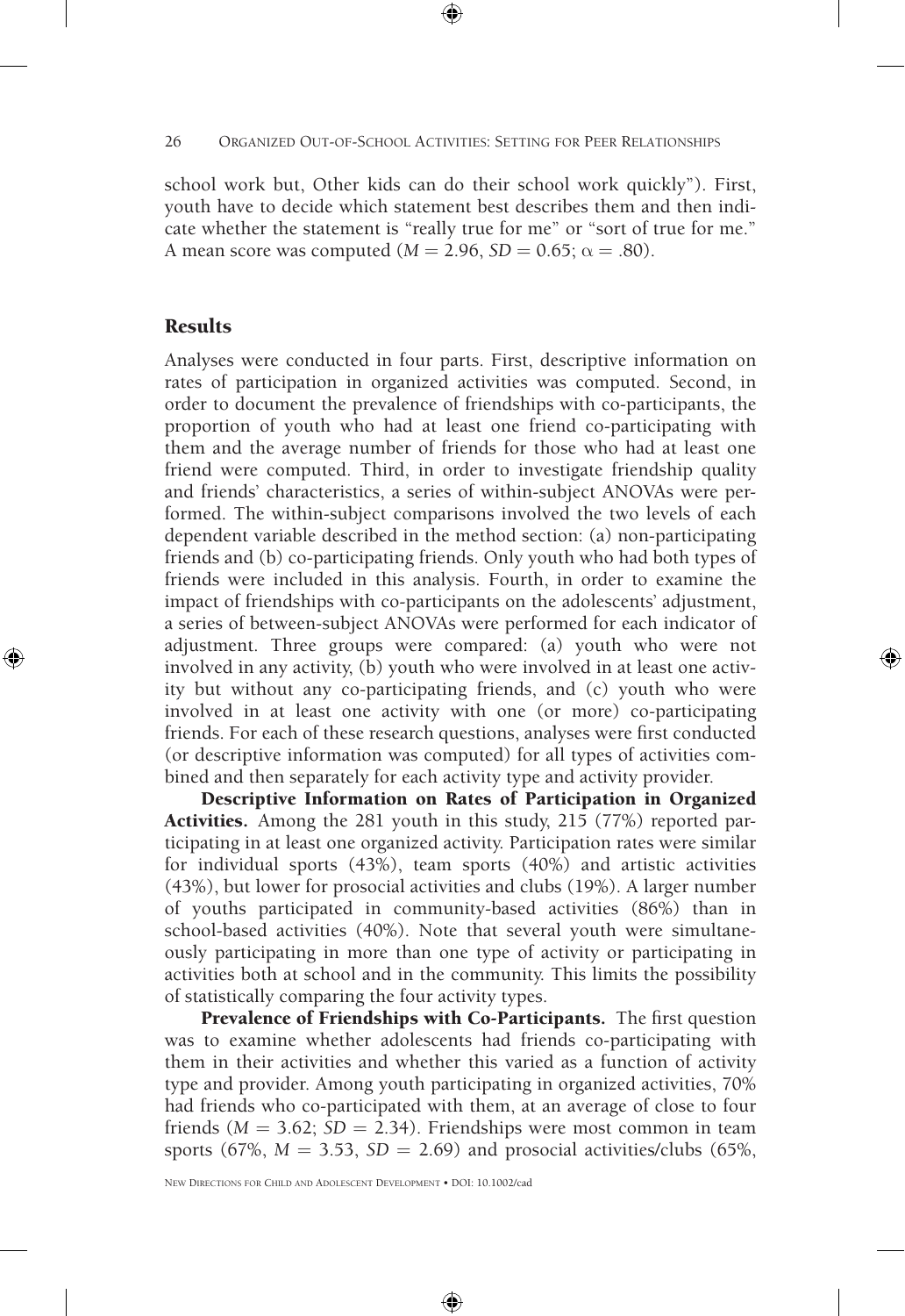school work but, Other kids can do their school work quickly"). First, youth have to decide which statement best describes them and then indicate whether the statement is "really true for me" or "sort of true for me." A mean score was computed ($M = 2.96$, $SD = 0.65$; $\alpha = .80$).

## Results

Analyses were conducted in four parts. First, descriptive information on rates of participation in organized activities was computed. Second, in order to document the prevalence of friendships with co-participants, the proportion of youth who had at least one friend co-participating with them and the average number of friends for those who had at least one friend were computed. Third, in order to investigate friendship quality and friends' characteristics, a series of within-subject ANOVAs were performed. The within-subject comparisons involved the two levels of each dependent variable described in the method section: (a) non-participating friends and (b) co-participating friends. Only youth who had both types of friends were included in this analysis. Fourth, in order to examine the impact of friendships with co-participants on the adolescents' adjustment, a series of between-subject ANOVAs were performed for each indicator of adjustment. Three groups were compared: (a) youth who were not involved in any activity, (b) youth who were involved in at least one activity but without any co-participating friends, and (c) youth who were involved in at least one activity with one (or more) co-participating friends. For each of these research questions, analyses were first conducted (or descriptive information was computed) for all types of activities combined and then separately for each activity type and activity provider.

**Descriptive Information on Rates of Participation in Organized Activities.** Among the 281 youth in this study, 215 (77%) reported participating in at least one organized activity. Participation rates were similar for individual sports (43%), team sports (40%) and artistic activities (43%), but lower for prosocial activities and clubs (19%). A larger number of youths participated in community-based activities (86%) than in school-based activities (40%). Note that several youth were simultaneously participating in more than one type of activity or participating in activities both at school and in the community. This limits the possibility of statistically comparing the four activity types.

**Prevalence of Friendships with Co-Participants.** The first question was to examine whether adolescents had friends co-participating with them in their activities and whether this varied as a function of activity type and provider. Among youth participating in organized activities, 70% had friends who co-participated with them, at an average of close to four friends ($M = 3.62$; $SD = 2.34$). Friendships were most common in team sports (67%, $M = 3.53$, $SD = 2.69$) and prosocial activities/clubs (65%,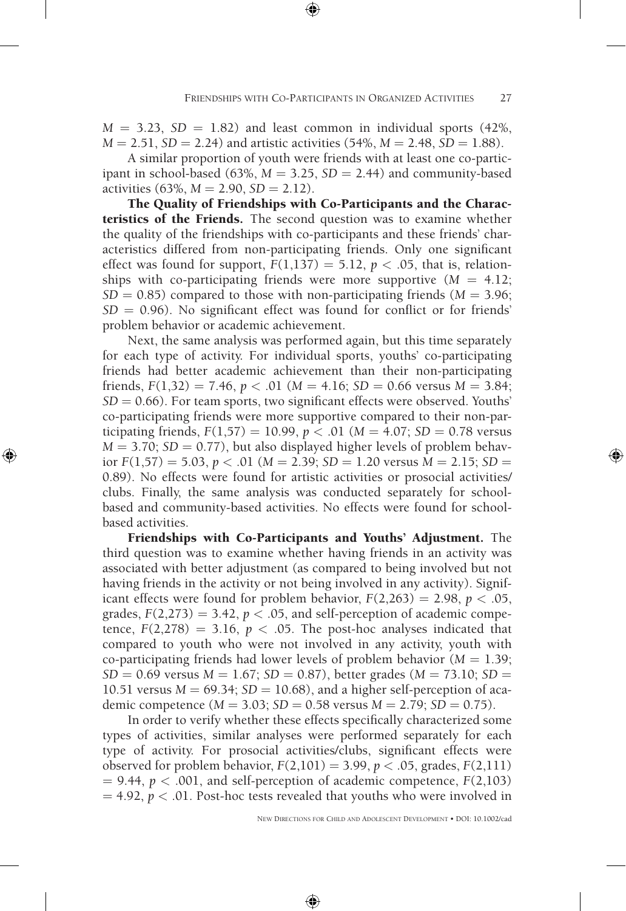$M = 3.23$, $SD = 1.82$) and least common in individual sports (42%, $M = 2.51$, $SD = 2.24$) and artistic activities (54%, $M = 2.48$, $SD = 1.88$).

A similar proportion of youth were friends with at least one co-participant in school-based (63%, $M = 3.25$, $SD = 2.44$) and community-based activities (63%, $M = 2.90$, $SD = 2.12$).

**The Quality of Friendships with Co-Participants and the Characteristics of the Friends.** The second question was to examine whether the quality of the friendships with co-participants and these friends' characteristics differed from non-participating friends. Only one significant effect was found for support, $F(1,137) = 5.12$, $p < .05$, that is, relationships with co-participating friends were more supportive ($M = 4.12$; $SD = 0.85$) compared to those with non-participating friends ($M = 3.96$; $SD = 0.96$). No significant effect was found for conflict or for friends' problem behavior or academic achievement.

Next, the same analysis was performed again, but this time separately for each type of activity. For individual sports, youths' co-participating friends had better academic achievement than their non-participating friends, $F(1,32) = 7.46$, $p < .01$ ($M = 4.16$; $SD = 0.66$ versus $M = 3.84$; $SD = 0.66$). For team sports, two significant effects were observed. Youths' co-participating friends were more supportive compared to their non-participating friends, $F(1,57) = 10.99$, $p < .01$ ($M = 4.07$; $SD = 0.78$ versus $M = 3.70$; $SD = 0.77$), but also displayed higher levels of problem behavior $F(1,57) = 5.03$, $p < .01$ ($M = 2.39$; $SD = 1.20$ versus $M = 2.15$; $SD = 0.89$). No effects were found for artistic activities or prosocial activities/clubs. Finally, the same analysis was conducted separately for school-based and community-based activities. No effects were found for school-based activities.

**Friendships with Co-Participants and Youths' Adjustment.** The third question was to examine whether having friends in an activity was associated with better adjustment (as compared to being involved but not having friends in the activity or not being involved in any activity). Significant effects were found for problem behavior, $F(2,263) = 2.98$, $p < .05$, grades, $F(2,273) = 3.42$, $p < .05$, and self-perception of academic competence, $F(2,278) = 3.16$, $p < .05$. The post-hoc analyses indicated that compared to youth who were not involved in any activity, youth with co-participating friends had lower levels of problem behavior ($M = 1.39$; $SD = 0.69$ versus $M = 1.67$; $SD = 0.87$), better grades ($M = 73.10$; $SD = 10.51$ versus $M = 69.34$; $SD = 10.68$), and a higher self-perception of academic competence ($M = 3.03$; $SD = 0.58$ versus $M = 2.79$; $SD = 0.75$).

In order to verify whether these effects specifically characterized some types of activities, similar analyses were performed separately for each type of activity. For prosocial activities/clubs, significant effects were observed for problem behavior, $F(2,101) = 3.99$, $p < .05$, grades, $F(2,111) = 9.44$, $p < .001$, and self-perception of academic competence, $F(2,103) = 4.92$, $p < .01$. Post-hoc tests revealed that youths who were involved in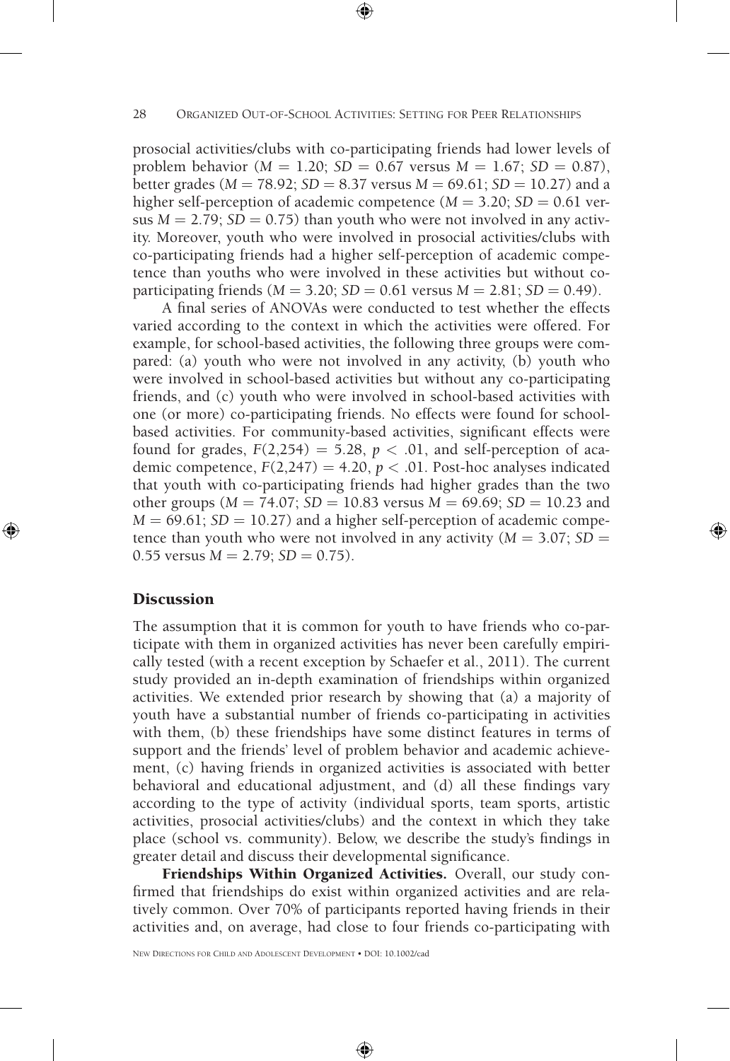prosocial activities/clubs with co-participating friends had lower levels of problem behavior ($M = 1.20$; $SD = 0.67$ versus $M = 1.67$; $SD = 0.87$), better grades ($M = 78.92$; $SD = 8.37$ versus $M = 69.61$; $SD = 10.27$) and a higher self-perception of academic competence ($M = 3.20$; $SD = 0.61$ versus $M = 2.79$; $SD = 0.75$) than youth who were not involved in any activity. Moreover, youth who were involved in prosocial activities/clubs with co-participating friends had a higher self-perception of academic competence than youths who were involved in these activities but without co-participating friends ($M = 3.20$; $SD = 0.61$ versus $M = 2.81$; $SD = 0.49$).

A final series of ANOVAs were conducted to test whether the effects varied according to the context in which the activities were offered. For example, for school-based activities, the following three groups were compared: (a) youth who were not involved in any activity, (b) youth who were involved in school-based activities but without any co-participating friends, and (c) youth who were involved in school-based activities with one (or more) co-participating friends. No effects were found for school-based activities. For community-based activities, significant effects were found for grades, $F(2,254) = 5.28$, $p < .01$, and self-perception of academic competence, $F(2,247) = 4.20$, $p < .01$. Post-hoc analyses indicated that youth with co-participating friends had higher grades than the two other groups ($M = 74.07$; $SD = 10.83$ versus $M = 69.69$; $SD = 10.23$ and $M = 69.61$; $SD = 10.27$) and a higher self-perception of academic competence than youth who were not involved in any activity ($M = 3.07$; $SD = 0.55$ versus $M = 2.79$; $SD = 0.75$).

## Discussion

The assumption that it is common for youth to have friends who co-participate with them in organized activities has never been carefully empirically tested (with a recent exception by Schaefer et al., 2011). The current study provided an in-depth examination of friendships within organized activities. We extended prior research by showing that (a) a majority of youth have a substantial number of friends co-participating in activities with them, (b) these friendships have some distinct features in terms of support and the friends' level of problem behavior and academic achievement, (c) having friends in organized activities is associated with better behavioral and educational adjustment, and (d) all these findings vary according to the type of activity (individual sports, team sports, artistic activities, prosocial activities/clubs) and the context in which they take place (school vs. community). Below, we describe the study's findings in greater detail and discuss their developmental significance.

**Friendships Within Organized Activities.** Overall, our study confirmed that friendships do exist within organized activities and are relatively common. Over 70% of participants reported having friends in their activities and, on average, had close to four friends co-participating with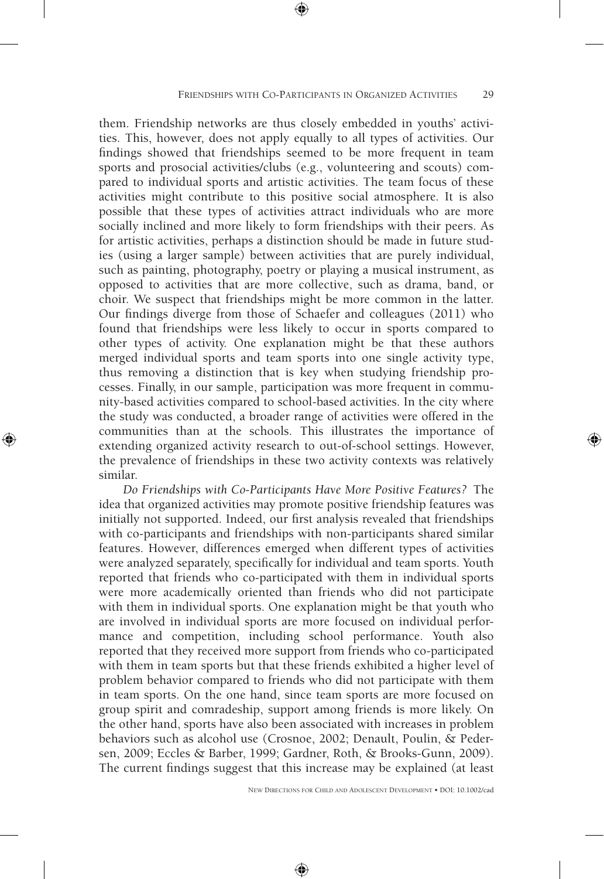them. Friendship networks are thus closely embedded in youths' activities. This, however, does not apply equally to all types of activities. Our findings showed that friendships seemed to be more frequent in team sports and prosocial activities/clubs (e.g., volunteering and scouts) compared to individual sports and artistic activities. The team focus of these activities might contribute to this positive social atmosphere. It is also possible that these types of activities attract individuals who are more socially inclined and more likely to form friendships with their peers. As for artistic activities, perhaps a distinction should be made in future studies (using a larger sample) between activities that are purely individual, such as painting, photography, poetry or playing a musical instrument, as opposed to activities that are more collective, such as drama, band, or choir. We suspect that friendships might be more common in the latter. Our findings diverge from those of Schaefer and colleagues (2011) who found that friendships were less likely to occur in sports compared to other types of activity. One explanation might be that these authors merged individual sports and team sports into one single activity type, thus removing a distinction that is key when studying friendship processes. Finally, in our sample, participation was more frequent in community-based activities compared to school-based activities. In the city where the study was conducted, a broader range of activities were offered in the communities than at the schools. This illustrates the importance of extending organized activity research to out-of-school settings. However, the prevalence of friendships in these two activity contexts was relatively similar.

*Do Friendships with Co-Participants Have More Positive Features?* The idea that organized activities may promote positive friendship features was initially not supported. Indeed, our first analysis revealed that friendships with co-participants and friendships with non-participants shared similar features. However, differences emerged when different types of activities were analyzed separately, specifically for individual and team sports. Youth reported that friends who co-participated with them in individual sports were more academically oriented than friends who did not participate with them in individual sports. One explanation might be that youth who are involved in individual sports are more focused on individual performance and competition, including school performance. Youth also reported that they received more support from friends who co-participated with them in team sports but that these friends exhibited a higher level of problem behavior compared to friends who did not participate with them in team sports. On the one hand, since team sports are more focused on group spirit and comradeship, support among friends is more likely. On the other hand, sports have also been associated with increases in problem behaviors such as alcohol use (Crosnoe, 2002; Denault, Poulin, & Pedersen, 2009; Eccles & Barber, 1999; Gardner, Roth, & Brooks-Gunn, 2009). The current findings suggest that this increase may be explained (at least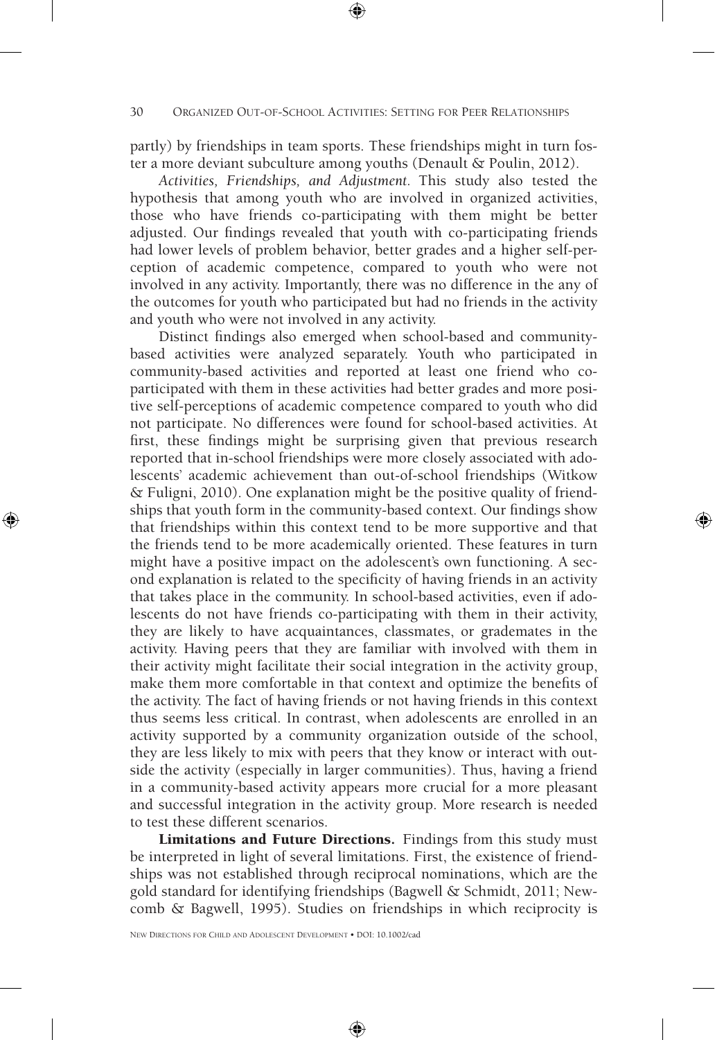partly) by friendships in team sports. These friendships might in turn foster a more deviant subculture among youths (Denault & Poulin, 2012).

*Activities, Friendships, and Adjustment.* This study also tested the hypothesis that among youth who are involved in organized activities, those who have friends co-participating with them might be better adjusted. Our findings revealed that youth with co-participating friends had lower levels of problem behavior, better grades and a higher self-perception of academic competence, compared to youth who were not involved in any activity. Importantly, there was no difference in the any of the outcomes for youth who participated but had no friends in the activity and youth who were not involved in any activity.

Distinct findings also emerged when school-based and community-based activities were analyzed separately. Youth who participated in community-based activities and reported at least one friend who co-participated with them in these activities had better grades and more positive self-perceptions of academic competence compared to youth who did not participate. No differences were found for school-based activities. At first, these findings might be surprising given that previous research reported that in-school friendships were more closely associated with adolescents' academic achievement than out-of-school friendships (Witkow & Fuligni, 2010). One explanation might be the positive quality of friendships that youth form in the community-based context. Our findings show that friendships within this context tend to be more supportive and that the friends tend to be more academically oriented. These features in turn might have a positive impact on the adolescent's own functioning. A second explanation is related to the specificity of having friends in an activity that takes place in the community. In school-based activities, even if adolescents do not have friends co-participating with them in their activity, they are likely to have acquaintances, classmates, or grademates in the activity. Having peers that they are familiar with involved with them in their activity might facilitate their social integration in the activity group, make them more comfortable in that context and optimize the benefits of the activity. The fact of having friends or not having friends in this context thus seems less critical. In contrast, when adolescents are enrolled in an activity supported by a community organization outside of the school, they are less likely to mix with peers that they know or interact with outside the activity (especially in larger communities). Thus, having a friend in a community-based activity appears more crucial for a more pleasant and successful integration in the activity group. More research is needed to test these different scenarios.

**Limitations and Future Directions.** Findings from this study must be interpreted in light of several limitations. First, the existence of friendships was not established through reciprocal nominations, which are the gold standard for identifying friendships (Bagwell & Schmidt, 2011; Newcomb & Bagwell, 1995). Studies on friendships in which reciprocity is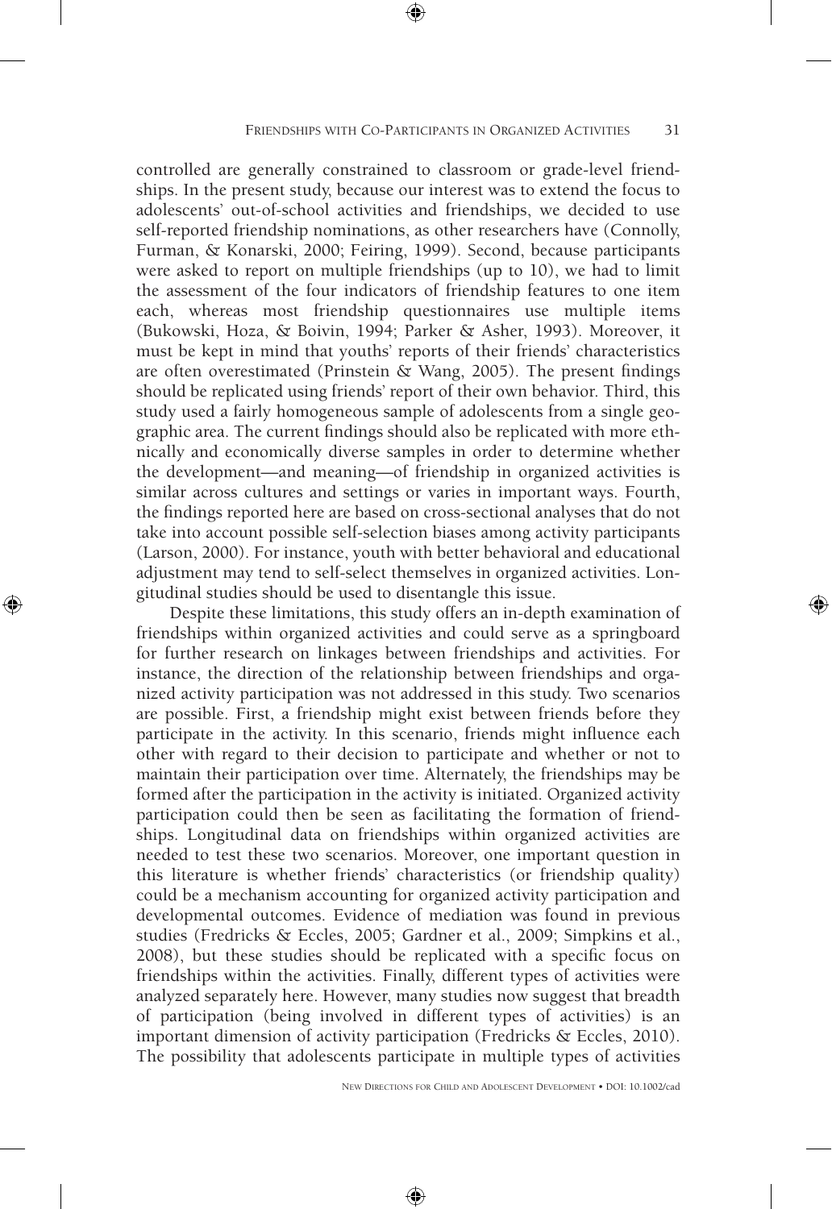controlled are generally constrained to classroom or grade-level friendships. In the present study, because our interest was to extend the focus to adolescents' out-of-school activities and friendships, we decided to use self-reported friendship nominations, as other researchers have (Connolly, Furman, & Konarski, 2000; Feiring, 1999). Second, because participants were asked to report on multiple friendships (up to 10), we had to limit the assessment of the four indicators of friendship features to one item each, whereas most friendship questionnaires use multiple items (Bukowski, Hoza, & Boivin, 1994; Parker & Asher, 1993). Moreover, it must be kept in mind that youths' reports of their friends' characteristics are often overestimated (Prinstein & Wang, 2005). The present findings should be replicated using friends' report of their own behavior. Third, this study used a fairly homogeneous sample of adolescents from a single geographic area. The current findings should also be replicated with more ethnically and economically diverse samples in order to determine whether the development—and meaning—of friendship in organized activities is similar across cultures and settings or varies in important ways. Fourth, the findings reported here are based on cross-sectional analyses that do not take into account possible self-selection biases among activity participants (Larson, 2000). For instance, youth with better behavioral and educational adjustment may tend to self-select themselves in organized activities. Longitudinal studies should be used to disentangle this issue.

Despite these limitations, this study offers an in-depth examination of friendships within organized activities and could serve as a springboard for further research on linkages between friendships and activities. For instance, the direction of the relationship between friendships and organized activity participation was not addressed in this study. Two scenarios are possible. First, a friendship might exist between friends before they participate in the activity. In this scenario, friends might influence each other with regard to their decision to participate and whether or not to maintain their participation over time. Alternately, the friendships may be formed after the participation in the activity is initiated. Organized activity participation could then be seen as facilitating the formation of friendships. Longitudinal data on friendships within organized activities are needed to test these two scenarios. Moreover, one important question in this literature is whether friends' characteristics (or friendship quality) could be a mechanism accounting for organized activity participation and developmental outcomes. Evidence of mediation was found in previous studies (Fredricks & Eccles, 2005; Gardner et al., 2009; Simpkins et al., 2008), but these studies should be replicated with a specific focus on friendships within the activities. Finally, different types of activities were analyzed separately here. However, many studies now suggest that breadth of participation (being involved in different types of activities) is an important dimension of activity participation (Fredricks & Eccles, 2010). The possibility that adolescents participate in multiple types of activities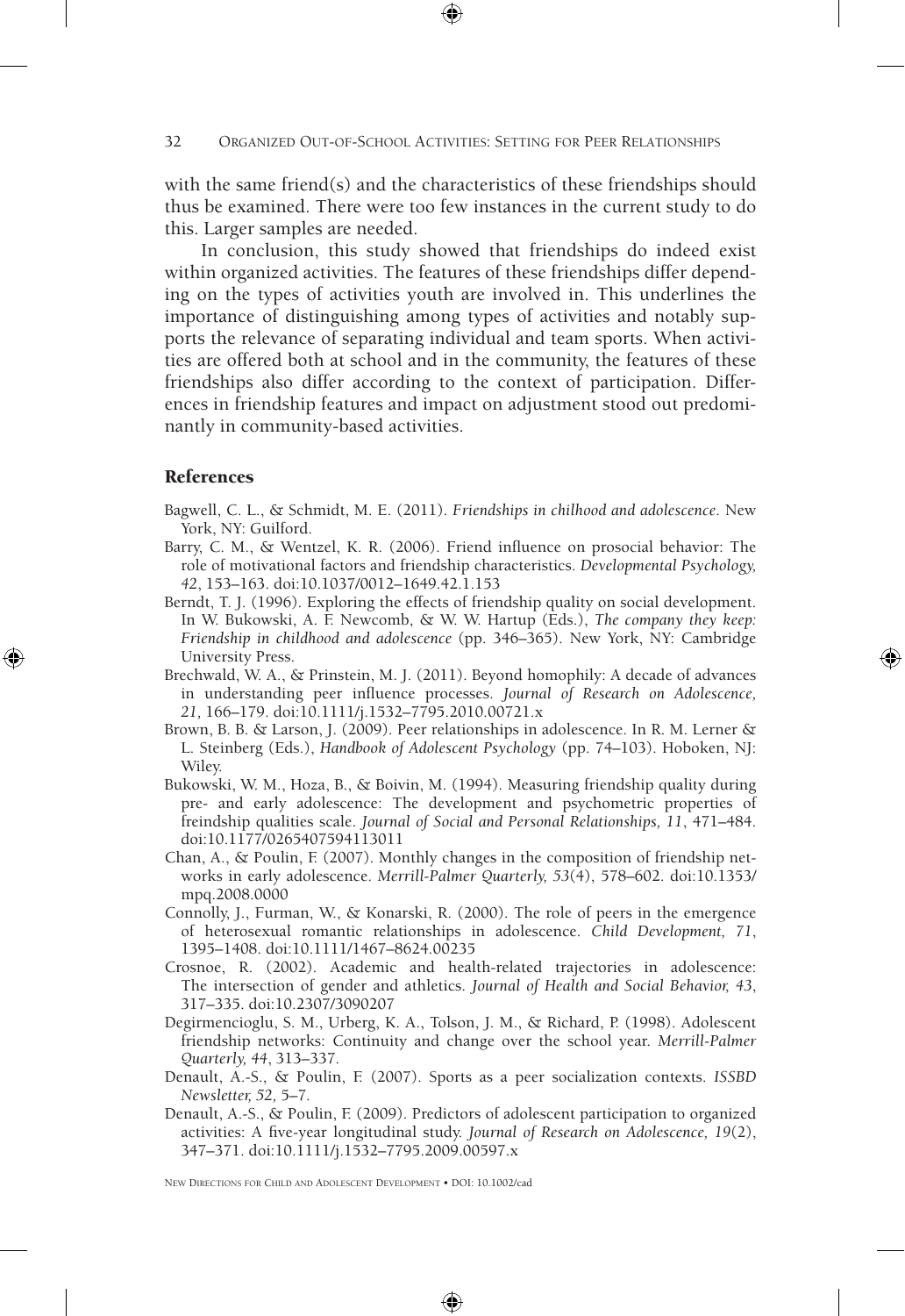with the same friend(s) and the characteristics of these friendships should thus be examined. There were too few instances in the current study to do this. Larger samples are needed.

In conclusion, this study showed that friendships do indeed exist within organized activities. The features of these friendships differ depending on the types of activities youth are involved in. This underlines the importance of distinguishing among types of activities and notably supports the relevance of separating individual and team sports. When activities are offered both at school and in the community, the features of these friendships also differ according to the context of participation. Differences in friendship features and impact on adjustment stood out predominantly in community-based activities.

## References

Bagwell, C. L., & Schmidt, M. E. (2011). *Friendships in chilhood and adolescence*. New York, NY: Guilford.

Barry, C. M., & Wentzel, K. R. (2006). Friend influence on prosocial behavior: The role of motivational factors and friendship characteristics. *Developmental Psychology, 42*, 153–163. doi:10.1037/0012–1649.42.1.153

Berndt, T. J. (1996). Exploring the effects of friendship quality on social development. In W. Bukowski, A. F. Newcomb, & W. W. Hartup (Eds.), *The company they keep: Friendship in childhood and adolescence* (pp. 346–365). New York, NY: Cambridge University Press.

Brechwald, W. A., & Prinstein, M. J. (2011). Beyond homophily: A decade of advances in understanding peer influence processes. *Journal of Research on Adolescence, 21,* 166–179. doi:10.1111/j.1532–7795.2010.00721.x

Brown, B. B. & Larson, J. (2009). Peer relationships in adolescence. In R. M. Lerner & L. Steinberg (Eds.), *Handbook of Adolescent Psychology* (pp. 74–103). Hoboken, NJ: Wiley.

Bukowski, W. M., Hoza, B., & Boivin, M. (1994). Measuring friendship quality during pre- and early adolescence: The development and psychometric properties of freindship qualities scale. *Journal of Social and Personal Relationships, 11*, 471–484. doi:10.1177/0265407594113011

Chan, A., & Poulin, F. (2007). Monthly changes in the composition of friendship networks in early adolescence. *Merrill-Palmer Quarterly, 53*(4), 578–602. doi:10.1353/mpq.2008.0000

Connolly, J., Furman, W., & Konarski, R. (2000). The role of peers in the emergence of heterosexual romantic relationships in adolescence. *Child Development, 71*, 1395–1408. doi:10.1111/1467–8624.00235

Crosnoe, R. (2002). Academic and health-related trajectories in adolescence: The intersection of gender and athletics. *Journal of Health and Social Behavior, 43*, 317–335. doi:10.2307/3090207

Degirmencioglu, S. M., Urberg, K. A., Tolson, J. M., & Richard, P. (1998). Adolescent friendship networks: Continuity and change over the school year. *Merrill-Palmer Quarterly, 44*, 313–337.

Denault, A.-S., & Poulin, F. (2007). Sports as a peer socialization contexts. *ISSBD Newsletter, 52,* 5–7.

Denault, A.-S., & Poulin, F. (2009). Predictors of adolescent participation to organized activities: A five-year longitudinal study. *Journal of Research on Adolescence, 19*(2), 347–371. doi:10.1111/j.1532–7795.2009.00597.x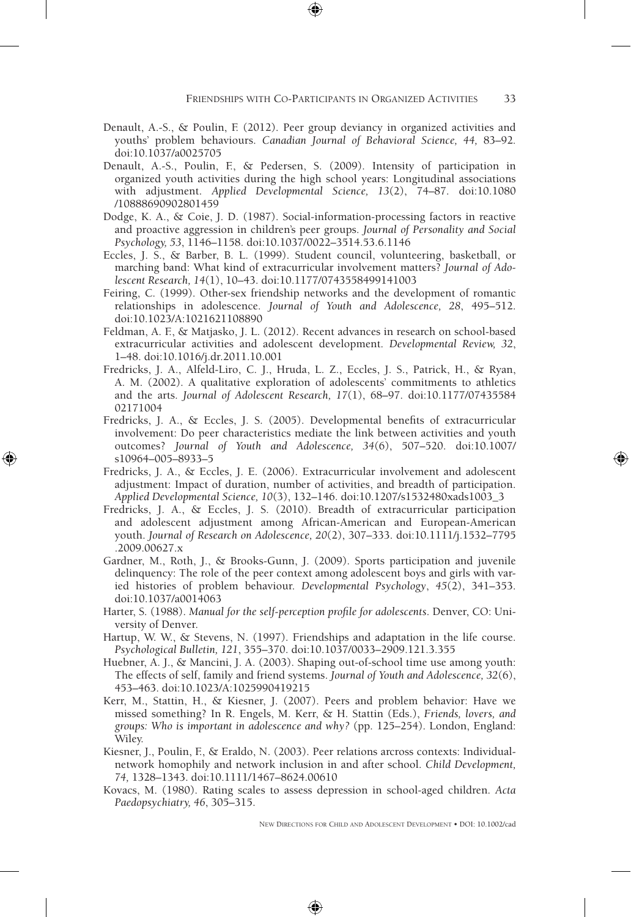Denault, A.-S., & Poulin, F. (2012). Peer group deviancy in organized activities and youths' problem behaviours. *Canadian Journal of Behavioral Science, 44,* 83–92. doi:10.1037/a0025705

Denault, A.-S., Poulin, F., & Pedersen, S. (2009). Intensity of participation in organized youth activities during the high school years: Longitudinal associations with adjustment. *Applied Developmental Science, 13*(2), 74–87. doi:10.1080/10888690902801459

Dodge, K. A., & Coie, J. D. (1987). Social-information-processing factors in reactive and proactive aggression in children's peer groups. *Journal of Personality and Social Psychology, 53*, 1146–1158. doi:10.1037/0022–3514.53.6.1146

Eccles, J. S., & Barber, B. L. (1999). Student council, volunteering, basketball, or marching band: What kind of extracurricular involvement matters? *Journal of Adolescent Research, 14*(1), 10–43. doi:10.1177/0743558499141003

Feiring, C. (1999). Other-sex friendship networks and the development of romantic relationships in adolescence. *Journal of Youth and Adolescence, 28*, 495–512. doi:10.1023/A:1021621108890

Feldman, A. F., & Matjasko, J. L. (2012). Recent advances in research on school-based extracurricular activities and adolescent development. *Developmental Review, 32*, 1–48. doi:10.1016/j.dr.2011.10.001

Fredricks, J. A., Alfeld-Liro, C. J., Hruda, L. Z., Eccles, J. S., Patrick, H., & Ryan, A. M. (2002). A qualitative exploration of adolescents' commitments to athletics and the arts. *Journal of Adolescent Research, 17*(1), 68–97. doi:10.1177/0743558402171004

Fredricks, J. A., & Eccles, J. S. (2005). Developmental benefits of extracurricular involvement: Do peer characteristics mediate the link between activities and youth outcomes? *Journal of Youth and Adolescence, 34*(6), 507–520. doi:10.1007/s10964–005–8933–5

Fredricks, J. A., & Eccles, J. E. (2006). Extracurricular involvement and adolescent adjustment: Impact of duration, number of activities, and breadth of participation. *Applied Developmental Science, 10*(3), 132–146. doi:10.1207/s1532480xads1003_3

Fredricks, J. A., & Eccles, J. S. (2010). Breadth of extracurricular participation and adolescent adjustment among African-American and European-American youth. *Journal of Research on Adolescence, 20*(2), 307–333. doi:10.1111/j.1532–7795.2009.00627.x

Gardner, M., Roth, J., & Brooks-Gunn, J. (2009). Sports participation and juvenile delinquency: The role of the peer context among adolescent boys and girls with varied histories of problem behaviour. *Developmental Psychology*, *45*(2), 341–353. doi:10.1037/a0014063

Harter, S. (1988). *Manual for the self-perception profile for adolescents*. Denver, CO: University of Denver.

Hartup, W. W., & Stevens, N. (1997). Friendships and adaptation in the life course. *Psychological Bulletin, 121*, 355–370. doi:10.1037/0033–2909.121.3.355

Huebner, A. J., & Mancini, J. A. (2003). Shaping out-of-school time use among youth: The effects of self, family and friend systems. *Journal of Youth and Adolescence, 32*(6), 453–463. doi:10.1023/A:1025990419215

Kerr, M., Stattin, H., & Kiesner, J. (2007). Peers and problem behavior: Have we missed something? In R. Engels, M. Kerr, & H. Stattin (Eds.), *Friends, lovers, and groups: Who is important in adolescence and why?* (pp. 125–254). London, England: Wiley.

Kiesner, J., Poulin, F., & Eraldo, N. (2003). Peer relations arcross contexts: Individual-network homophily and network inclusion in and after school. *Child Development, 74,* 1328–1343. doi:10.1111/1467–8624.00610

Kovacs, M. (1980). Rating scales to assess depression in school-aged children. *Acta Paedopsychiatry, 46*, 305–315.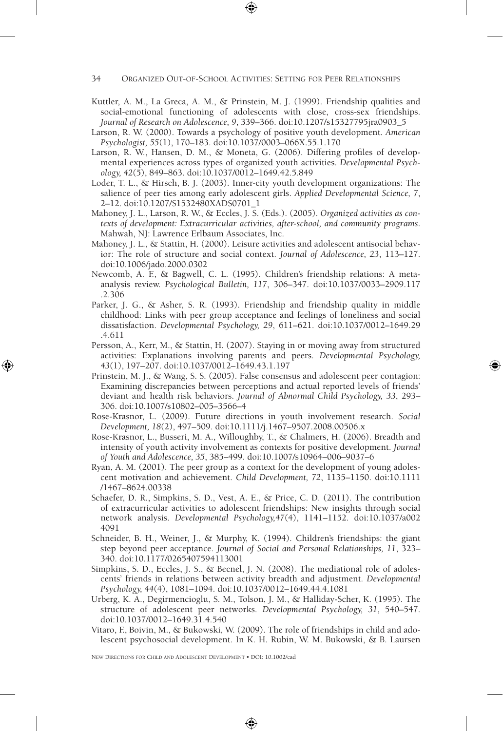Kuttler, A. M., La Greca, A. M., & Prinstein, M. J. (1999). Friendship qualities and social-emotional functioning of adolescents with close, cross-sex friendships. *Journal of Research on Adolescence, 9*, 339–366. doi:10.1207/s15327795jra0903_5

Larson, R. W. (2000). Towards a psychology of positive youth development. *American Psychologist, 55*(1), 170–183. doi:10.1037/0003–066X.55.1.170

Larson, R. W., Hansen, D. M., & Moneta, G. (2006). Differing profiles of developmental experiences across types of organized youth activities. *Developmental Psychology, 42*(5), 849–863. doi:10.1037/0012–1649.42.5.849

Loder, T. L., & Hirsch, B. J. (2003). Inner-city youth development organizations: The salience of peer ties among early adolescent girls. *Applied Developmental Science, 7*, 2–12. doi:10.1207/S1532480XADS0701_1

Mahoney, J. L., Larson, R. W., & Eccles, J. S. (Eds.). (2005). *Organized activities as contexts of development: Extracurricular activities, after-school, and community programs*. Mahwah, NJ: Lawrence Erlbaum Associates, Inc.

Mahoney, J. L., & Stattin, H. (2000). Leisure activities and adolescent antisocial behavior: The role of structure and social context. *Journal of Adolescence, 23*, 113–127. doi:10.1006/jado.2000.0302

Newcomb, A. F., & Bagwell, C. L. (1995). Children's friendship relations: A meta-analysis review. *Psychological Bulletin, 117*, 306–347. doi:10.1037/0033–2909.117.2.306

Parker, J. G., & Asher, S. R. (1993). Friendship and friendship quality in middle childhood: Links with peer group acceptance and feelings of loneliness and social dissatisfaction. *Developmental Psychology, 29*, 611–621. doi:10.1037/0012–1649.29.4.611

Persson, A., Kerr, M., & Stattin, H. (2007). Staying in or moving away from structured activities: Explanations involving parents and peers. *Developmental Psychology, 43*(1), 197–207. doi:10.1037/0012–1649.43.1.197

Prinstein, M. J., & Wang, S. S. (2005). False consensus and adolescent peer contagion: Examining discrepancies between perceptions and actual reported levels of friends' deviant and health risk behaviors. *Journal of Abnormal Child Psychology, 33*, 293–306. doi:10.1007/s10802–005–3566–4

Rose-Krasnor, L. (2009). Future directions in youth involvement research. *Social Development, 18*(2), 497–509. doi:10.1111/j.1467–9507.2008.00506.x

Rose-Krasnor, L., Busseri, M. A., Willoughby, T., & Chalmers, H. (2006). Breadth and intensity of youth activity involvement as contexts for positive development. *Journal of Youth and Adolescence, 35*, 385–499. doi:10.1007/s10964–006–9037–6

Ryan, A. M. (2001). The peer group as a context for the development of young adolescent motivation and achievement. *Child Development, 72*, 1135–1150. doi:10.1111/1467–8624.00338

Schaefer, D. R., Simpkins, S. D., Vest, A. E., & Price, C. D. (2011). The contribution of extracurricular activities to adolescent friendships: New insights through social network analysis. *Developmental Psychology,47*(4), 1141–1152. doi:10.1037/a0024091

Schneider, B. H., Weiner, J., & Murphy, K. (1994). Children's friendships: the giant step beyond peer acceptance. *Journal of Social and Personal Relationships, 11*, 323–340. doi:10.1177/0265407594113001

Simpkins, S. D., Eccles, J. S., & Becnel, J. N. (2008). The mediational role of adolescents' friends in relations between activity breadth and adjustment. *Developmental Psychology, 44*(4), 1081–1094. doi:10.1037/0012–1649.44.4.1081

Urberg, K. A., Degirmencioglu, S. M., Tolson, J. M., & Halliday-Scher, K. (1995). The structure of adolescent peer networks. *Developmental Psychology, 31*, 540–547. doi:10.1037/0012–1649.31.4.540

Vitaro, F., Boivin, M., & Bukowski, W. (2009). The role of friendships in child and adolescent psychosocial development. In K. H. Rubin, W. M. Bukowski, & B. Laursen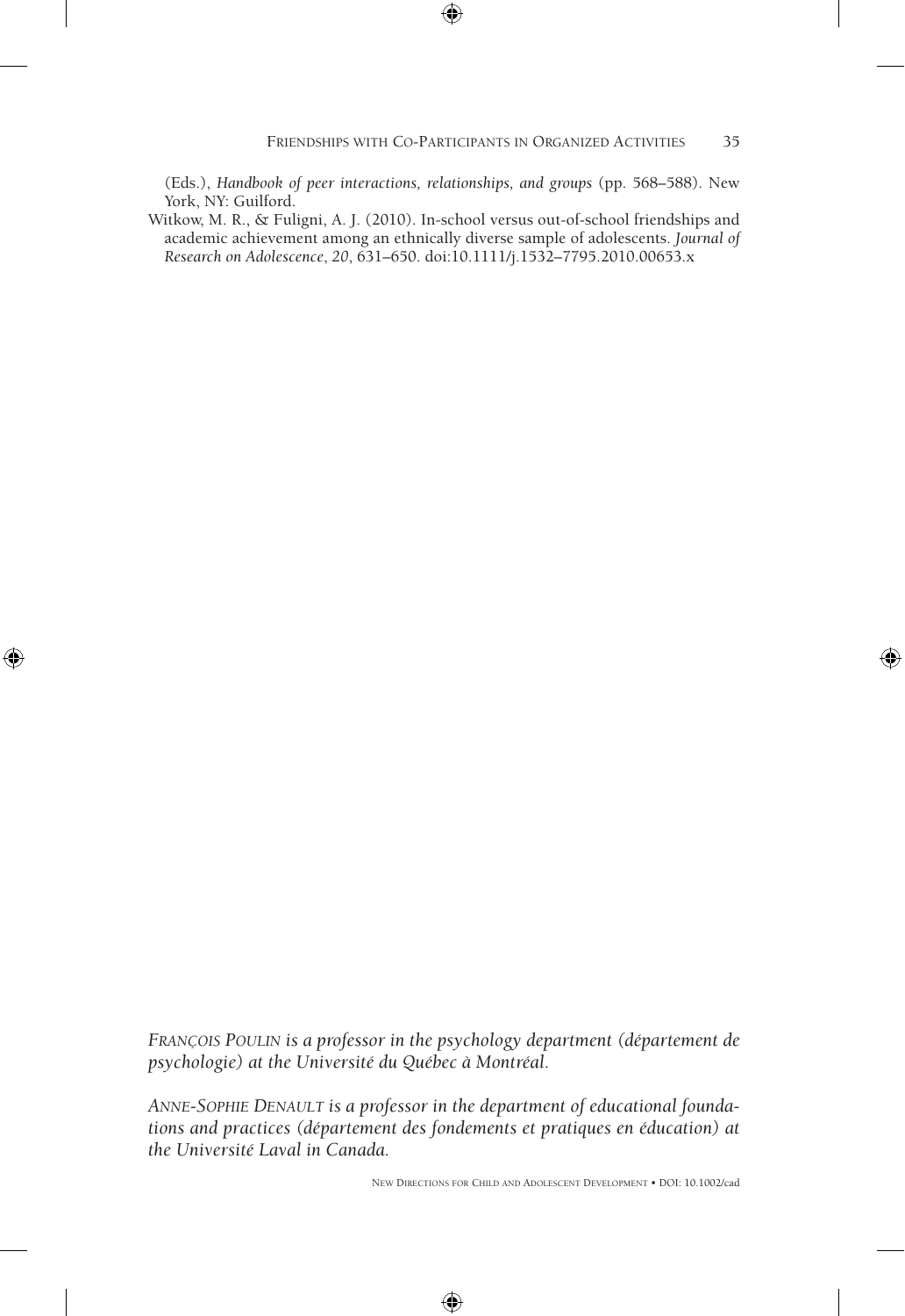(Eds.), *Handbook of peer interactions, relationships, and groups* (pp. 568–588). New York, NY: Guilford.

Witkow, M. R., & Fuligni, A. J. (2010). In-school versus out-of-school friendships and academic achievement among an ethnically diverse sample of adolescents. *Journal of Research on Adolescence*, *20*, 631–650. doi:10.1111/j.1532–7795.2010.00653.x

*FRANÇOIS POULIN is a professor in the psychology department (département de psychologie) at the Université du Québec à Montréal.*

*ANNE-SOPHIE DENAULT is a professor in the department of educational foundations and practices (département des fondements et pratiques en éducation) at the Université Laval in Canada.*